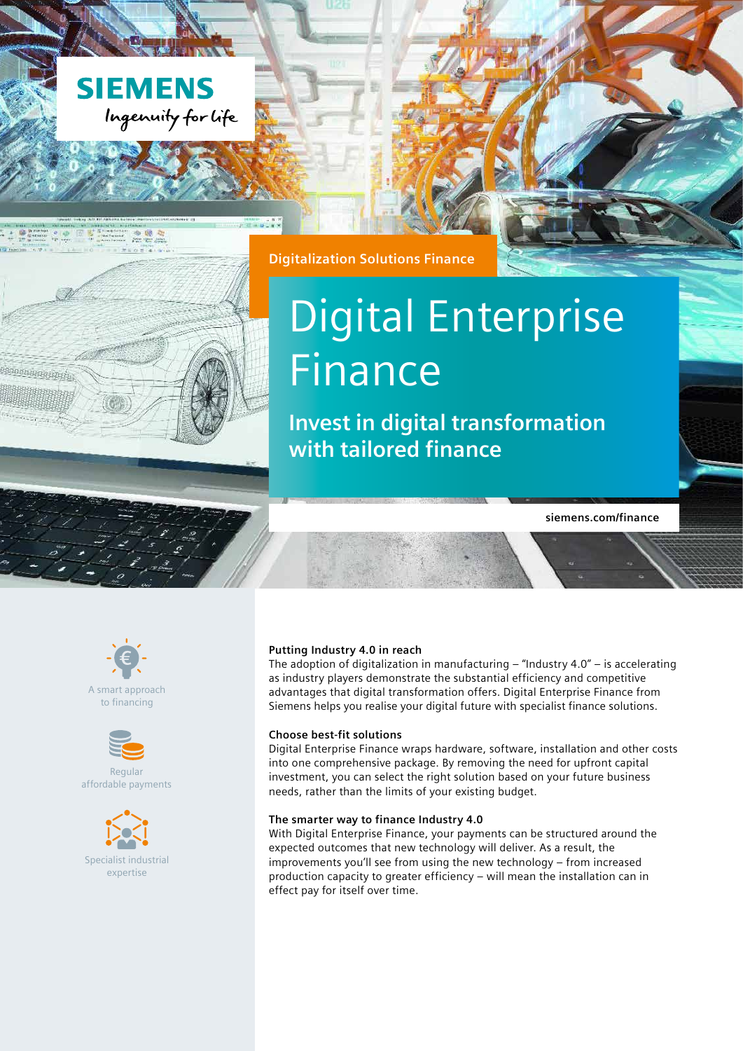SIEMENS

Ingenuity for life

Digitalization Solutions Finance

# Digital Enterprise Finance

## Invest in digital transformation with tailored finance

siemens.com/finance

A smart approach to financing

Regular affordable payments

Specialist industrial expertise

### Putting Industry 4.0 in reach

The adoption of digitalization in manufacturing – "Industry 4.0" – is accelerating as industry players demonstrate the substantial efficiency and competitive advantages that digital transformation offers. Digital Enterprise Finance from Siemens helps you realise your digital future with specialist finance solutions.

### Choose best-fit solutions

Digital Enterprise Finance wraps hardware, software, installation and other costs into one comprehensive package. By removing the need for upfront capital investment, you can select the right solution based on your future business needs, rather than the limits of your existing budget.

### The smarter way to finance Industry 4.0

With Digital Enterprise Finance, your payments can be structured around the expected outcomes that new technology will deliver. As a result, the improvements you'll see from using the new technology – from increased production capacity to greater efficiency – will mean the installation can in effect pay for itself over time.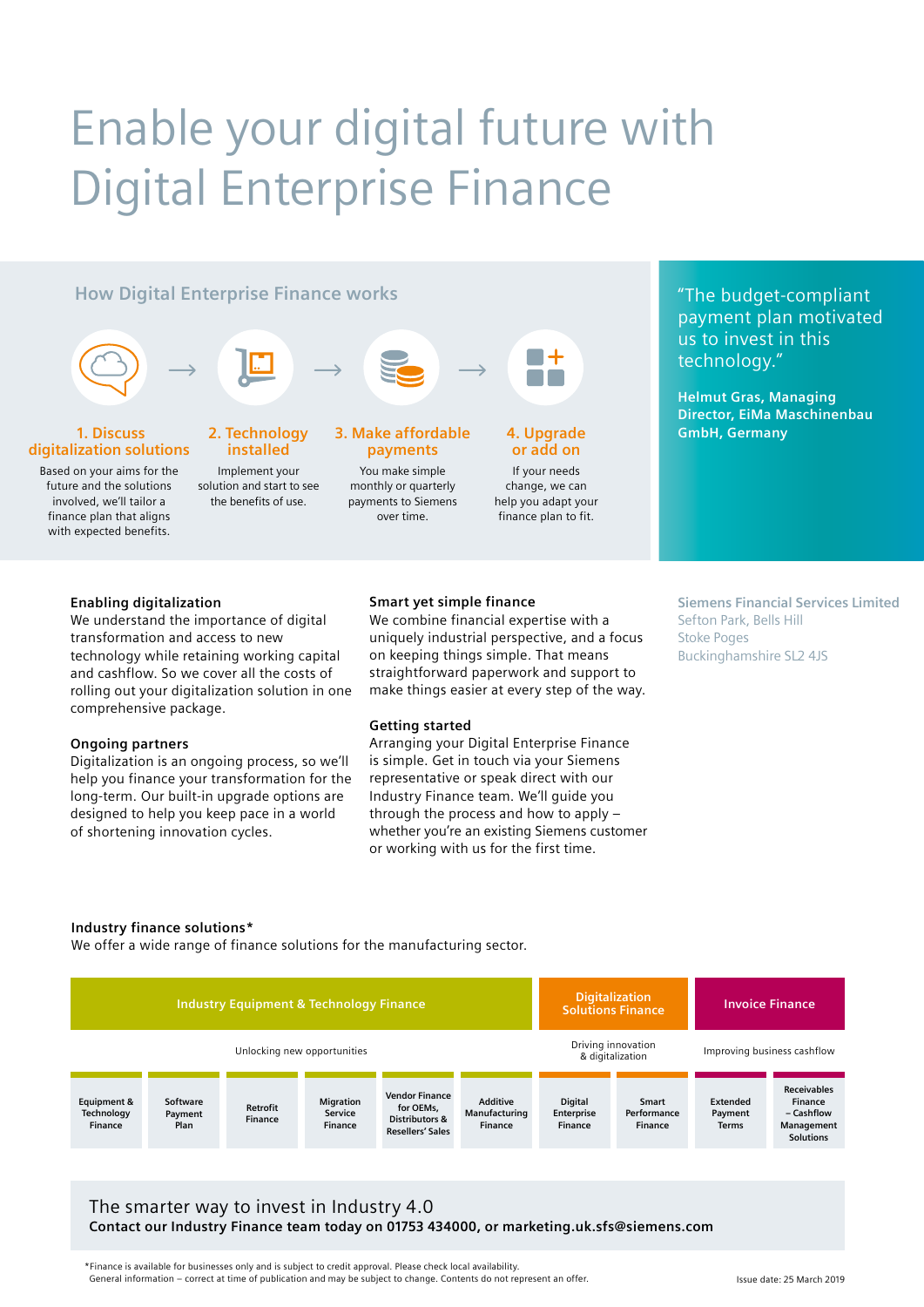# Enable your digital future with Digital Enterprise Finance

## How Digital Enterprise Finance works

**1. Discuss digitalization solutions**

Based on your aims for the future and the solutions involved, we'll tailor a finance plan that aligns with expected benefits.

**2. Technology installed**

Implement your solution and start to see the benefits of use.

**3. Make affordable payments**

You make simple monthly or quarterly payments to Siemens over time.

**4. Upgrade or add on**

If your needs change, we can help you adapt your finance plan to fit.

"The budget-compliant payment plan motivated us to invest in this technology."

**Helmut Gras, Managing Director, EiMa Maschinenbau GmbH, Germany**

**Enabling digitalization**
We understand the importance of digital transformation and access to new technology while retaining working capital and cashflow. So we cover all the costs of rolling out your digitalization solution in one comprehensive package.

**Ongoing partners**
Digitalization is an ongoing process, so we'll help you finance your transformation for the long-term. Our built-in upgrade options are designed to help you keep pace in a world of shortening innovation cycles.

**Smart yet simple finance**
We combine financial expertise with a uniquely industrial perspective, and a focus on keeping things simple. That means straightforward paperwork and support to make things easier at every step of the way.

**Getting started**
Arranging your Digital Enterprise Finance is simple. Get in touch via your Siemens representative or speak direct with our Industry Finance team. We'll guide you through the process and how to apply – whether you're an existing Siemens customer or working with us for the first time.

**Siemens Financial Services Limited**
Sefton Park, Bells Hill
Stoke Poges
Buckinghamshire SL2 4JS

**Industry finance solutions***
We offer a wide range of finance solutions for the manufacturing sector.

| Industry Equipment & Technology Finance | | | | | | Digitalization Solutions Finance | | Invoice Finance | |
|---|---|---|---|---|---|---|---|---|---|
| Unlocking new opportunities | | | | | | Driving innovation & digitalization | | Improving business cashflow | |
| Equipment & Technology Finance | Software Payment Plan | Retrofit Finance | Migration Service Finance | Vendor Finance for OEMs, Distributors & Resellers' Sales | Additive Manufacturing Finance | Digital Enterprise Finance | Smart Performance Finance | Extended Payment Terms | Receivables Finance – Cashflow Management Solutions |

The smarter way to invest in Industry 4.0
**Contact our Industry Finance team today on 01753 434000, or marketing.uk.sfs@siemens.com**

*Finance is available for businesses only and is subject to credit approval. Please check local availability.
General information – correct at time of publication and may be subject to change. Contents do not represent an offer.

Issue date: 25 March 2019